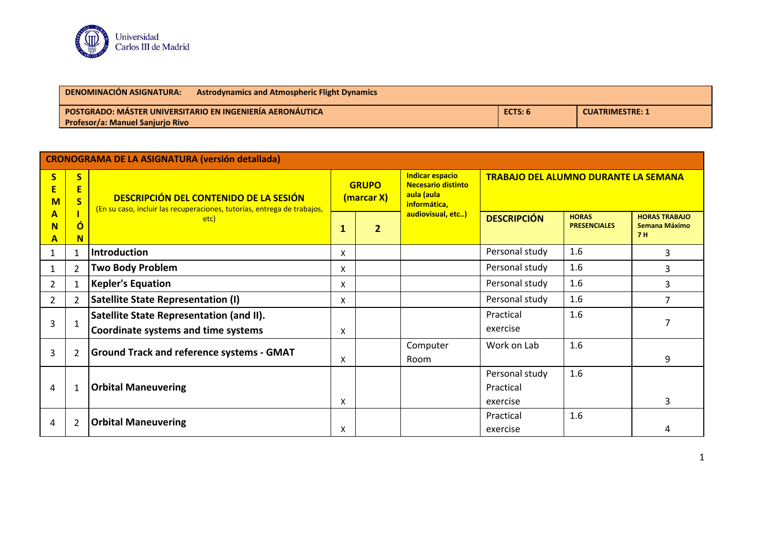Universidad Carlos III de Madrid

| DENOMINACIÓN ASIGNATURA: Astrodynamics and Atmospheric Flight Dynamics | | |
|---|---|---|
| POSTGRADO: MÁSTER UNIVERSITARIO EN INGENIERÍA AERONÁUTICA<br>Profesor/a: Manuel Sanjurjo Rivo | ECTS: 6 | CUATRIMESTRE: 1 |

**CRONOGRAMA DE LA ASIGNATURA (versión detallada)**

| SEMANA | SESIÓN | DESCRIPCIÓN DEL CONTENIDO DE LA SESIÓN (En su caso, incluir las recuperaciones, tutorías, entrega de trabajos, etc) | GRUPO (marcar X) | | Indicar espacio Necesario distinto aula (aula informática, audiovisual, etc..) | TRABAJO DEL ALUMNO DURANTE LA SEMANA | | |
|---|---|---|---|---|---|---|---|---|
| | | | 1 | 2 | | DESCRIPCIÓN | HORAS PRESENCIALES | HORAS TRABAJO Semana Máximo 7 H |
| 1 | 1 | **Introduction** | x | | | Personal study | 1.6 | 3 |
| 1 | 2 | **Two Body Problem** | x | | | Personal study | 1.6 | 3 |
| 2 | 1 | **Kepler's Equation** | x | | | Personal study | 1.6 | 3 |
| 2 | 2 | **Satellite State Representation (I)** | x | | | Personal study | 1.6 | 7 |
| 3 | 1 | **Satellite State Representation (and II). Coordinate systems and time systems** | x | | | Practical exercise | 1.6 | 7 |
| 3 | 2 | **Ground Track and reference systems - GMAT** | x | | Computer Room | Work on Lab | 1.6 | 9 |
| 4 | 1 | **Orbital Maneuvering** | x | | | Personal study Practical exercise | 1.6 | 3 |
| 4 | 2 | **Orbital Maneuvering** | x | | | Practical exercise | 1.6 | 4 |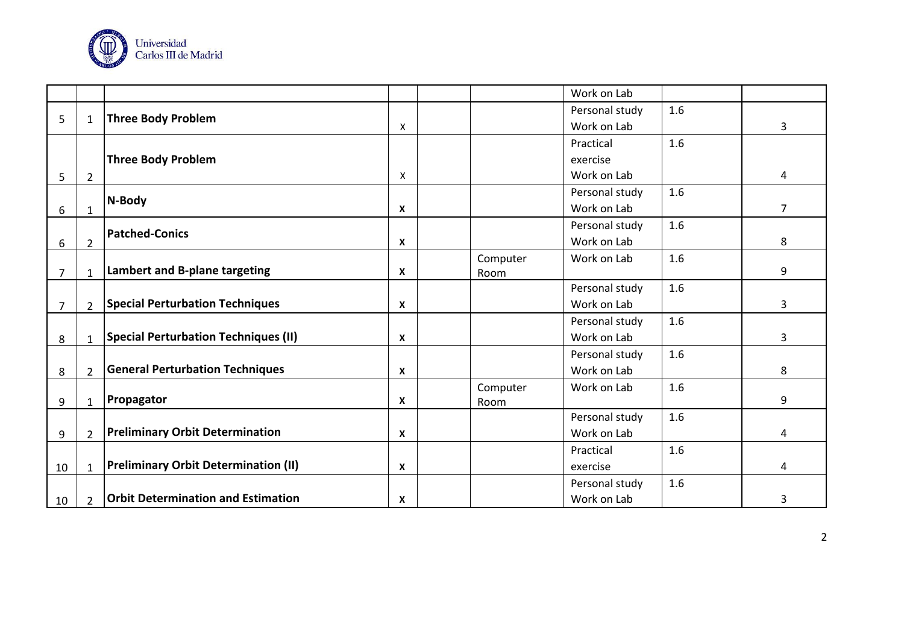| | | | | | | | | |
|---|---|---|---|---|---|---|---|---|
| | | | | | | Work on Lab | | |
| 5 | 1 | **Three Body Problem** | X | | | Personal study<br>Work on Lab | 1.6 | 3 |
| 5 | 2 | **Three Body Problem** | X | | | Practical exercise<br>Work on Lab | 1.6 | 4 |
| 6 | 1 | **N-Body** | **X** | | | Personal study<br>Work on Lab | 1.6 | 7 |
| 6 | 2 | **Patched-Conics** | **X** | | | Personal study<br>Work on Lab | 1.6 | 8 |
| 7 | 1 | **Lambert and B-plane targeting** | **X** | | Computer Room | Work on Lab | 1.6 | 9 |
| 7 | 2 | **Special Perturbation Techniques** | **X** | | | Personal study<br>Work on Lab | 1.6 | 3 |
| 8 | 1 | **Special Perturbation Techniques (II)** | **X** | | | Personal study<br>Work on Lab | 1.6 | 3 |
| 8 | 2 | **General Perturbation Techniques** | **X** | | | Personal study<br>Work on Lab | 1.6 | 8 |
| 9 | 1 | **Propagator** | **X** | | Computer Room | Work on Lab | 1.6 | 9 |
| 9 | 2 | **Preliminary Orbit Determination** | **X** | | | Personal study<br>Work on Lab | 1.6 | 4 |
| 10 | 1 | **Preliminary Orbit Determination (II)** | **X** | | | Practical exercise | 1.6 | 4 |
| 10 | 2 | **Orbit Determination and Estimation** | **X** | | | Personal study<br>Work on Lab | 1.6 | 3 |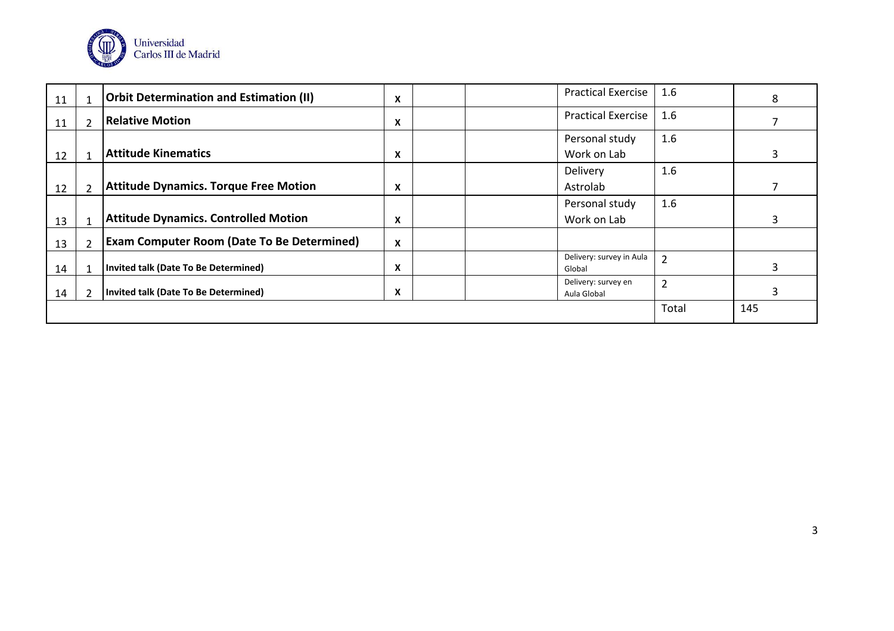| | | | | | | | | |
|---|---|---|---|---|---|---|---|---|
| 11 | 1 | **Orbit Determination and Estimation (II)** | X | | | Practical Exercise | 1.6 | 8 |
| 11 | 2 | **Relative Motion** | X | | | Practical Exercise | 1.6 | 7 |
| 12 | 1 | **Attitude Kinematics** | X | | | Personal study Work on Lab | 1.6 | 3 |
| 12 | 2 | **Attitude Dynamics. Torque Free Motion** | X | | | Delivery Astrolab | 1.6 | 7 |
| 13 | 1 | **Attitude Dynamics. Controlled Motion** | X | | | Personal study Work on Lab | 1.6 | 3 |
| 13 | 2 | **Exam Computer Room (Date To Be Determined)** | X | | | | | |
| 14 | 1 | **Invited talk (Date To Be Determined)** | X | | | Delivery: survey in Aula Global | 2 | 3 |
| 14 | 2 | **Invited talk (Date To Be Determined)** | X | | | Delivery: survey en Aula Global | 2 | 3 |
| | | | | | | | Total | 145 |